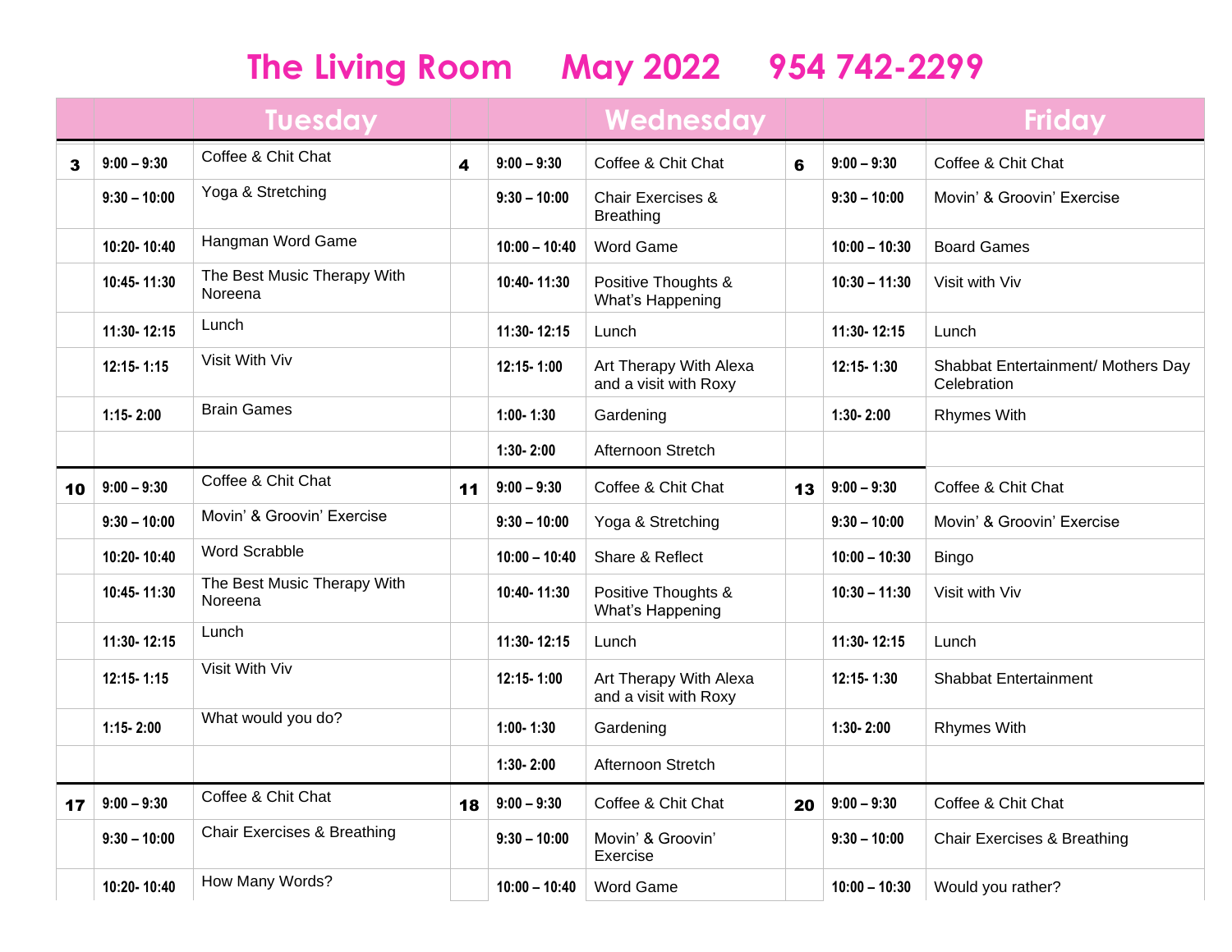# The Living Room May 2022 954 742-2299

| | | Tuesday | | | Wednesday | | | Friday |
|---|---|---|---|---|---|---|---|---|
| 3 | 9:00 – 9:30 | Coffee & Chit Chat | 4 | 9:00 – 9:30 | Coffee & Chit Chat | 6 | 9:00 – 9:30 | Coffee & Chit Chat |
| | 9:30 – 10:00 | Yoga & Stretching | | 9:30 – 10:00 | Chair Exercises & Breathing | | 9:30 – 10:00 | Movin' & Groovin' Exercise |
| | 10:20- 10:40 | Hangman Word Game | | 10:00 – 10:40 | Word Game | | 10:00 – 10:30 | Board Games |
| | 10:45- 11:30 | The Best Music Therapy With Noreena | | 10:40- 11:30 | Positive Thoughts & What's Happening | | 10:30 – 11:30 | Visit with Viv |
| | 11:30- 12:15 | Lunch | | 11:30- 12:15 | Lunch | | 11:30- 12:15 | Lunch |
| | 12:15- 1:15 | Visit With Viv | | 12:15- 1:00 | Art Therapy With Alexa and a visit with Roxy | | 12:15- 1:30 | Shabbat Entertainment/ Mothers Day Celebration |
| | 1:15- 2:00 | Brain Games | | 1:00- 1:30 | Gardening | | 1:30- 2:00 | Rhymes With |
| | | | | 1:30- 2:00 | Afternoon Stretch | | | |
| 10 | 9:00 – 9:30 | Coffee & Chit Chat | 11 | 9:00 – 9:30 | Coffee & Chit Chat | 13 | 9:00 – 9:30 | Coffee & Chit Chat |
| | 9:30 – 10:00 | Movin' & Groovin' Exercise | | 9:30 – 10:00 | Yoga & Stretching | | 9:30 – 10:00 | Movin' & Groovin' Exercise |
| | 10:20- 10:40 | Word Scrabble | | 10:00 – 10:40 | Share & Reflect | | 10:00 – 10:30 | Bingo |
| | 10:45- 11:30 | The Best Music Therapy With Noreena | | 10:40- 11:30 | Positive Thoughts & What's Happening | | 10:30 – 11:30 | Visit with Viv |
| | 11:30- 12:15 | Lunch | | 11:30- 12:15 | Lunch | | 11:30- 12:15 | Lunch |
| | 12:15- 1:15 | Visit With Viv | | 12:15- 1:00 | Art Therapy With Alexa and a visit with Roxy | | 12:15- 1:30 | Shabbat Entertainment |
| | 1:15- 2:00 | What would you do? | | 1:00- 1:30 | Gardening | | 1:30- 2:00 | Rhymes With |
| | | | | 1:30- 2:00 | Afternoon Stretch | | | |
| 17 | 9:00 – 9:30 | Coffee & Chit Chat | 18 | 9:00 – 9:30 | Coffee & Chit Chat | 20 | 9:00 – 9:30 | Coffee & Chit Chat |
| | 9:30 – 10:00 | Chair Exercises & Breathing | | 9:30 – 10:00 | Movin' & Groovin' Exercise | | 9:30 – 10:00 | Chair Exercises & Breathing |
| | 10:20- 10:40 | How Many Words? | | 10:00 – 10:40 | Word Game | | 10:00 – 10:30 | Would you rather? |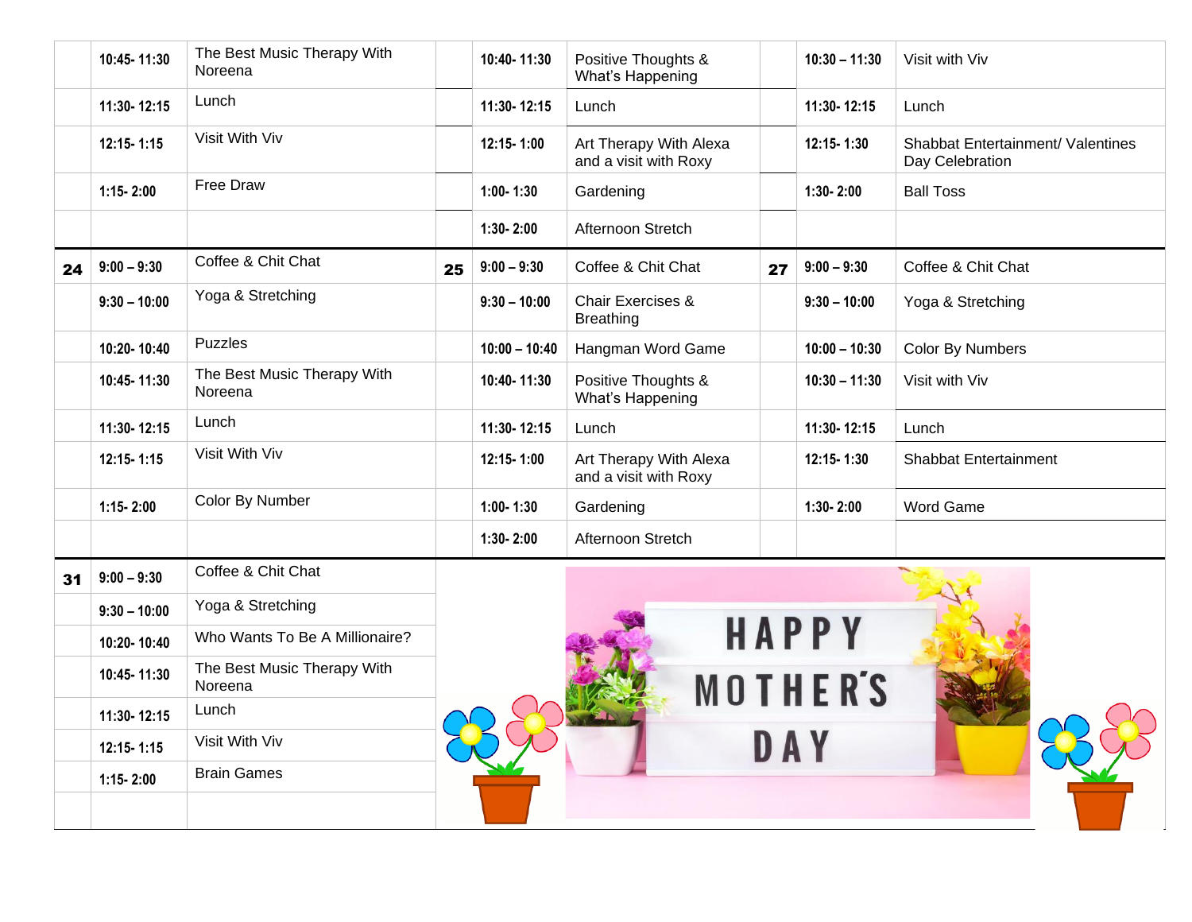| | | | | | | | | |
|---|---|---|---|---|---|---|---|---|
| | 10:45- 11:30 | The Best Music Therapy With Noreena | | 10:40- 11:30 | Positive Thoughts & What's Happening | | 10:30 – 11:30 | Visit with Viv |
| | 11:30- 12:15 | Lunch | | 11:30- 12:15 | Lunch | | 11:30- 12:15 | Lunch |
| | 12:15- 1:15 | Visit With Viv | | 12:15- 1:00 | Art Therapy With Alexa and a visit with Roxy | | 12:15- 1:30 | Shabbat Entertainment/ Valentines Day Celebration |
| | 1:15- 2:00 | Free Draw | | 1:00- 1:30 | Gardening | | 1:30- 2:00 | Ball Toss |
| | | | | 1:30- 2:00 | Afternoon Stretch | | | |
| **24** | 9:00 – 9:30 | Coffee & Chit Chat | **25** | 9:00 – 9:30 | Coffee & Chit Chat | **27** | 9:00 – 9:30 | Coffee & Chit Chat |
| | 9:30 – 10:00 | Yoga & Stretching | | 9:30 – 10:00 | Chair Exercises & Breathing | | 9:30 – 10:00 | Yoga & Stretching |
| | 10:20- 10:40 | Puzzles | | 10:00 – 10:40 | Hangman Word Game | | 10:00 – 10:30 | Color By Numbers |
| | 10:45- 11:30 | The Best Music Therapy With Noreena | | 10:40- 11:30 | Positive Thoughts & What's Happening | | 10:30 – 11:30 | Visit with Viv |
| | 11:30- 12:15 | Lunch | | 11:30- 12:15 | Lunch | | 11:30- 12:15 | Lunch |
| | 12:15- 1:15 | Visit With Viv | | 12:15- 1:00 | Art Therapy With Alexa and a visit with Roxy | | 12:15- 1:30 | Shabbat Entertainment |
| | 1:15- 2:00 | Color By Number | | 1:00- 1:30 | Gardening | | 1:30- 2:00 | Word Game |
| | | | | 1:30- 2:00 | Afternoon Stretch | | | |
| **31** | 9:00 – 9:30 | Coffee & Chit Chat | | | | | | |
| | 9:30 – 10:00 | Yoga & Stretching | | | | | | |
| | 10:20- 10:40 | Who Wants To Be A Millionaire? | | | | | | |
| | 10:45- 11:30 | The Best Music Therapy With Noreena | | | | | | |
| | 11:30- 12:15 | Lunch | | | | | | |
| | 12:15- 1:15 | Visit With Viv | | | | | | |
| | 1:15- 2:00 | Brain Games | | | | | | |
| | | | | | | | | |

HAPPY MOTHER'S DAY